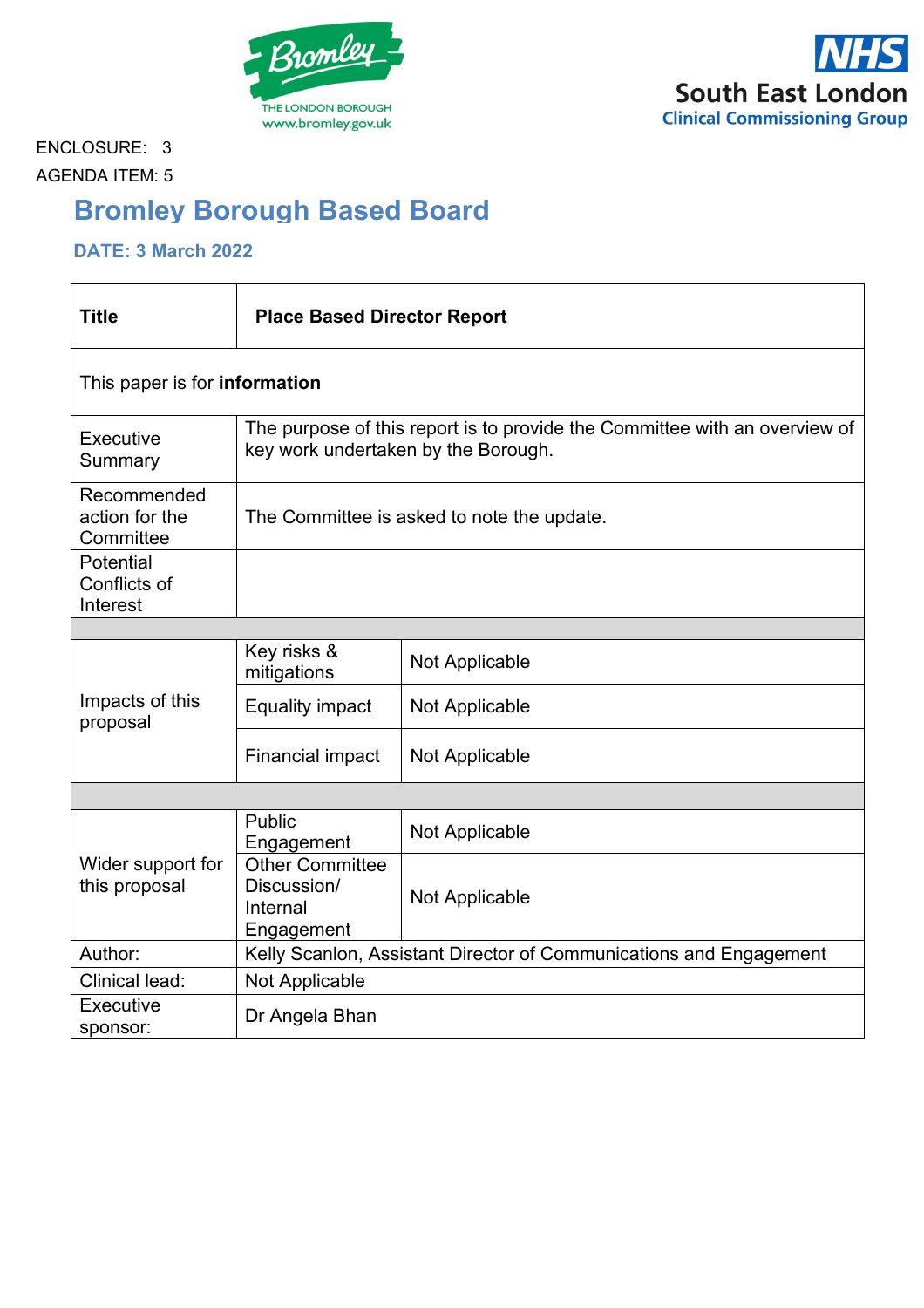ENCLOSURE: 3

AGENDA ITEM: 5

# Bromley Borough Based Board

### DATE: 3 March 2022

| | | |
|---|---|---|
| **Title** | **Place Based Director Report** | |
| This paper is for **information** | | |
| Executive Summary | The purpose of this report is to provide the Committee with an overview of key work undertaken by the Borough. | |
| Recommended action for the Committee | The Committee is asked to note the update. | |
| Potential Conflicts of Interest | | |
| Impacts of this proposal | Key risks & mitigations | Not Applicable |
| | Equality impact | Not Applicable |
| | Financial impact | Not Applicable |
| Wider support for this proposal | Public Engagement | Not Applicable |
| | Other Committee Discussion/ Internal Engagement | Not Applicable |
| Author: | Kelly Scanlon, Assistant Director of Communications and Engagement | |
| Clinical lead: | Not Applicable | |
| Executive sponsor: | Dr Angela Bhan | |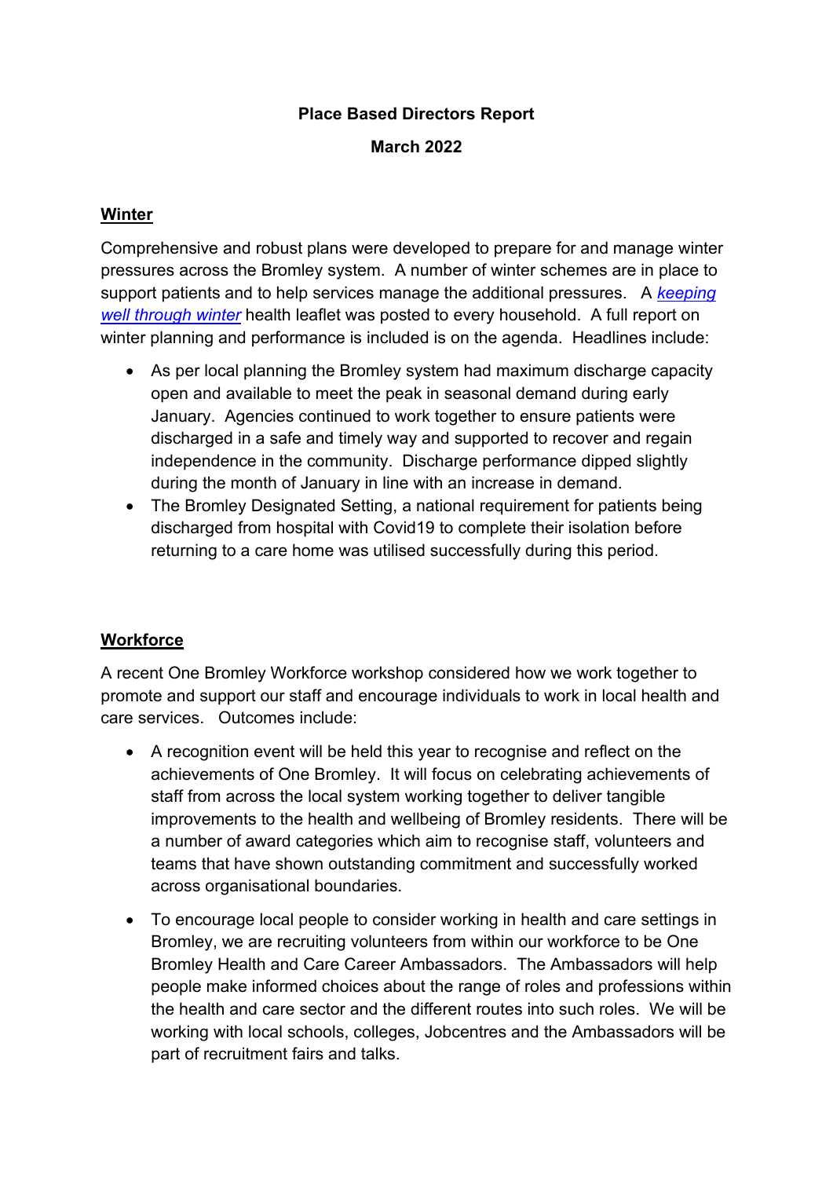# Place Based Directors Report

**March 2022**

## Winter

Comprehensive and robust plans were developed to prepare for and manage winter pressures across the Bromley system. A number of winter schemes are in place to support patients and to help services manage the additional pressures. A *keeping well through winter* health leaflet was posted to every household. A full report on winter planning and performance is included is on the agenda. Headlines include:

- As per local planning the Bromley system had maximum discharge capacity open and available to meet the peak in seasonal demand during early January. Agencies continued to work together to ensure patients were discharged in a safe and timely way and supported to recover and regain independence in the community. Discharge performance dipped slightly during the month of January in line with an increase in demand.
- The Bromley Designated Setting, a national requirement for patients being discharged from hospital with Covid19 to complete their isolation before returning to a care home was utilised successfully during this period.

## Workforce

A recent One Bromley Workforce workshop considered how we work together to promote and support our staff and encourage individuals to work in local health and care services. Outcomes include:

- A recognition event will be held this year to recognise and reflect on the achievements of One Bromley. It will focus on celebrating achievements of staff from across the local system working together to deliver tangible improvements to the health and wellbeing of Bromley residents. There will be a number of award categories which aim to recognise staff, volunteers and teams that have shown outstanding commitment and successfully worked across organisational boundaries.
- To encourage local people to consider working in health and care settings in Bromley, we are recruiting volunteers from within our workforce to be One Bromley Health and Care Career Ambassadors. The Ambassadors will help people make informed choices about the range of roles and professions within the health and care sector and the different routes into such roles. We will be working with local schools, colleges, Jobcentres and the Ambassadors will be part of recruitment fairs and talks.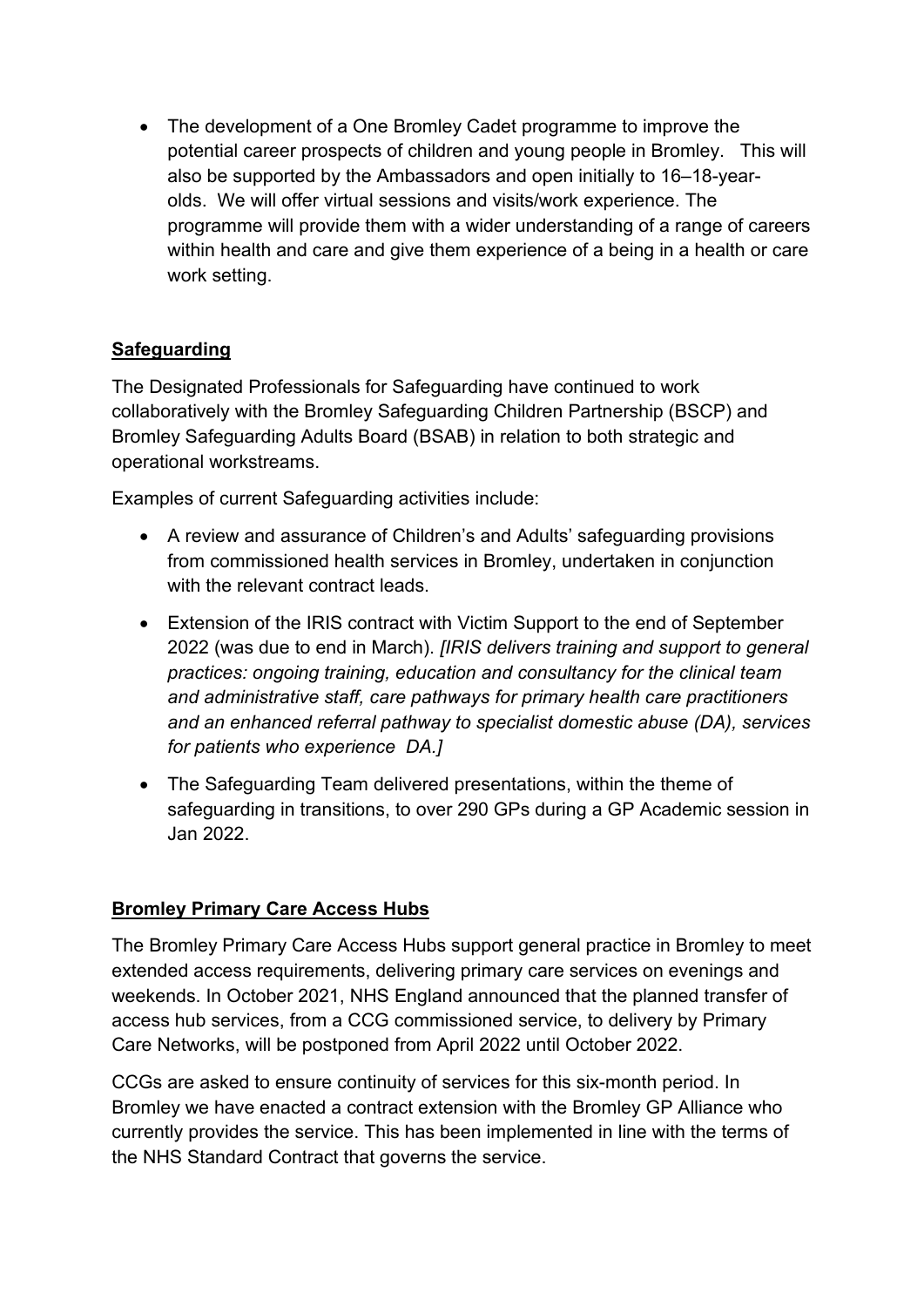- The development of a One Bromley Cadet programme to improve the potential career prospects of children and young people in Bromley. This will also be supported by the Ambassadors and open initially to 16–18-year-olds. We will offer virtual sessions and visits/work experience. The programme will provide them with a wider understanding of a range of careers within health and care and give them experience of a being in a health or care work setting.

## Safeguarding

The Designated Professionals for Safeguarding have continued to work collaboratively with the Bromley Safeguarding Children Partnership (BSCP) and Bromley Safeguarding Adults Board (BSAB) in relation to both strategic and operational workstreams.

Examples of current Safeguarding activities include:

- A review and assurance of Children's and Adults' safeguarding provisions from commissioned health services in Bromley, undertaken in conjunction with the relevant contract leads.
- Extension of the IRIS contract with Victim Support to the end of September 2022 (was due to end in March). *[IRIS delivers training and support to general practices: ongoing training, education and consultancy for the clinical team and administrative staff, care pathways for primary health care practitioners and an enhanced referral pathway to specialist domestic abuse (DA), services for patients who experience DA.]*
- The Safeguarding Team delivered presentations, within the theme of safeguarding in transitions, to over 290 GPs during a GP Academic session in Jan 2022.

## Bromley Primary Care Access Hubs

The Bromley Primary Care Access Hubs support general practice in Bromley to meet extended access requirements, delivering primary care services on evenings and weekends. In October 2021, NHS England announced that the planned transfer of access hub services, from a CCG commissioned service, to delivery by Primary Care Networks, will be postponed from April 2022 until October 2022.

CCGs are asked to ensure continuity of services for this six-month period. In Bromley we have enacted a contract extension with the Bromley GP Alliance who currently provides the service. This has been implemented in line with the terms of the NHS Standard Contract that governs the service.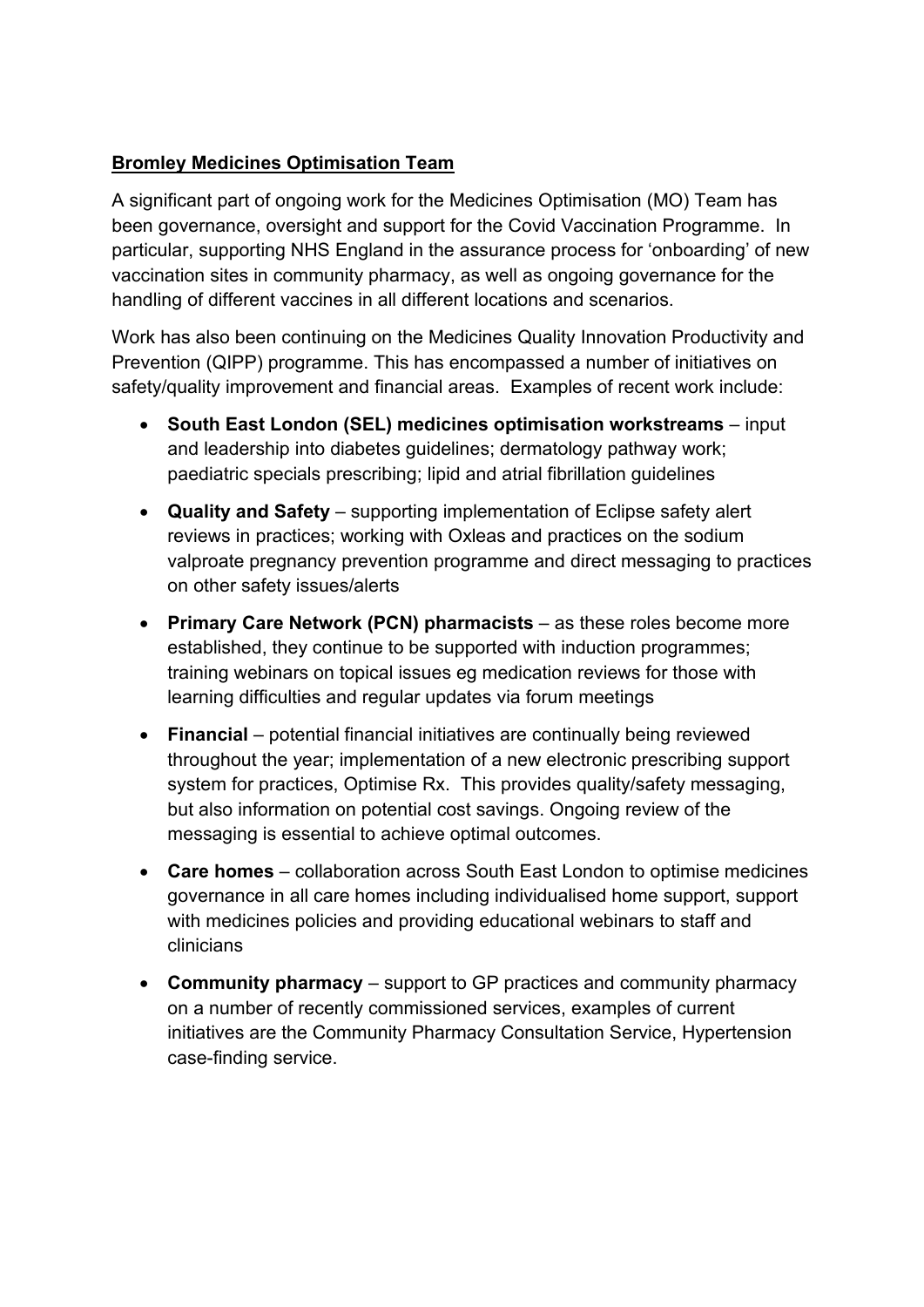**Bromley Medicines Optimisation Team**

A significant part of ongoing work for the Medicines Optimisation (MO) Team has been governance, oversight and support for the Covid Vaccination Programme. In particular, supporting NHS England in the assurance process for 'onboarding' of new vaccination sites in community pharmacy, as well as ongoing governance for the handling of different vaccines in all different locations and scenarios.

Work has also been continuing on the Medicines Quality Innovation Productivity and Prevention (QIPP) programme. This has encompassed a number of initiatives on safety/quality improvement and financial areas. Examples of recent work include:

- **South East London (SEL) medicines optimisation workstreams** – input and leadership into diabetes guidelines; dermatology pathway work; paediatric specials prescribing; lipid and atrial fibrillation guidelines
- **Quality and Safety** – supporting implementation of Eclipse safety alert reviews in practices; working with Oxleas and practices on the sodium valproate pregnancy prevention programme and direct messaging to practices on other safety issues/alerts
- **Primary Care Network (PCN) pharmacists** – as these roles become more established, they continue to be supported with induction programmes; training webinars on topical issues eg medication reviews for those with learning difficulties and regular updates via forum meetings
- **Financial** – potential financial initiatives are continually being reviewed throughout the year; implementation of a new electronic prescribing support system for practices, Optimise Rx. This provides quality/safety messaging, but also information on potential cost savings. Ongoing review of the messaging is essential to achieve optimal outcomes.
- **Care homes** – collaboration across South East London to optimise medicines governance in all care homes including individualised home support, support with medicines policies and providing educational webinars to staff and clinicians
- **Community pharmacy** – support to GP practices and community pharmacy on a number of recently commissioned services, examples of current initiatives are the Community Pharmacy Consultation Service, Hypertension case-finding service.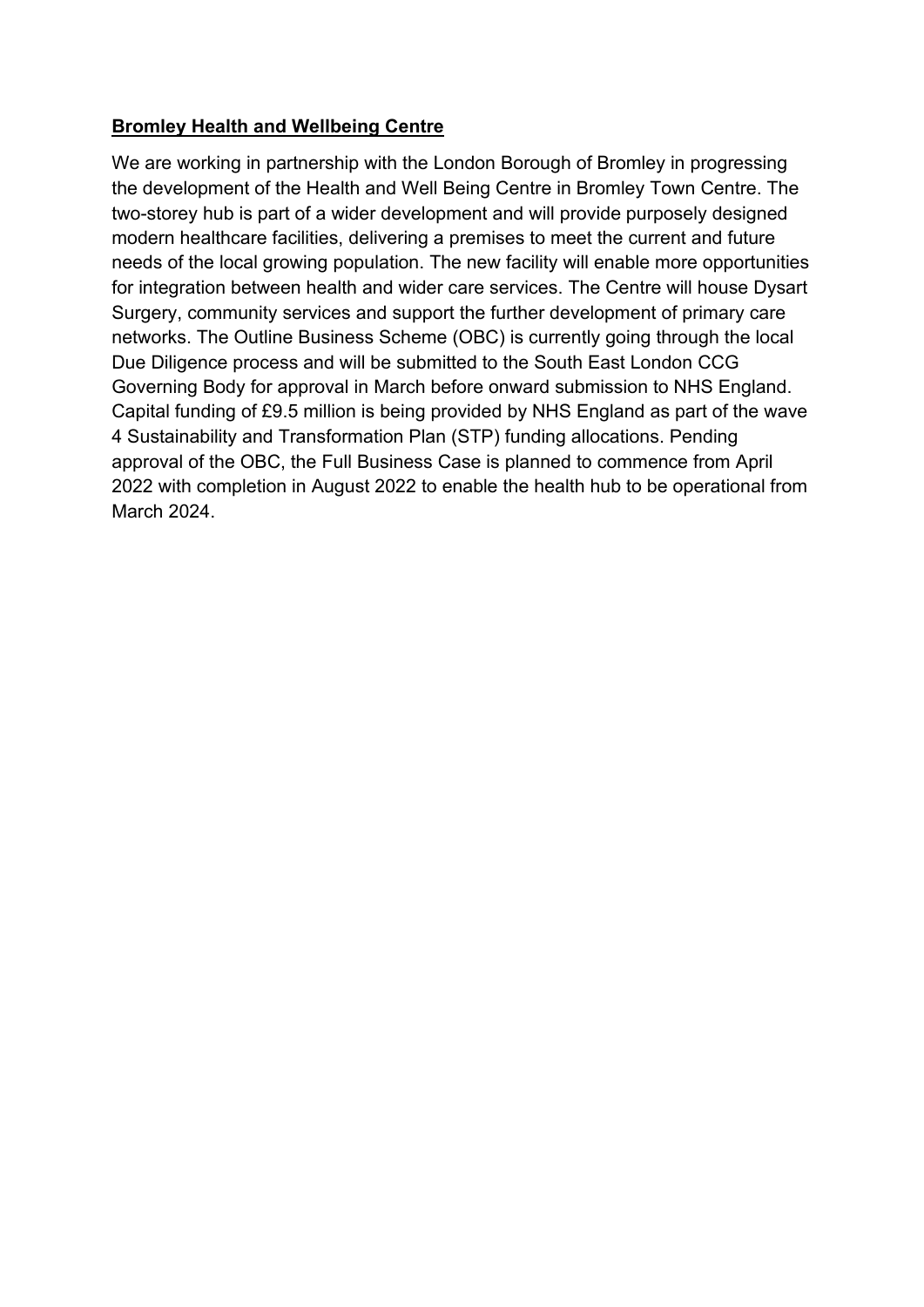**Bromley Health and Wellbeing Centre**

We are working in partnership with the London Borough of Bromley in progressing the development of the Health and Well Being Centre in Bromley Town Centre. The two-storey hub is part of a wider development and will provide purposely designed modern healthcare facilities, delivering a premises to meet the current and future needs of the local growing population. The new facility will enable more opportunities for integration between health and wider care services. The Centre will house Dysart Surgery, community services and support the further development of primary care networks. The Outline Business Scheme (OBC) is currently going through the local Due Diligence process and will be submitted to the South East London CCG Governing Body for approval in March before onward submission to NHS England. Capital funding of £9.5 million is being provided by NHS England as part of the wave 4 Sustainability and Transformation Plan (STP) funding allocations. Pending approval of the OBC, the Full Business Case is planned to commence from April 2022 with completion in August 2022 to enable the health hub to be operational from March 2024.